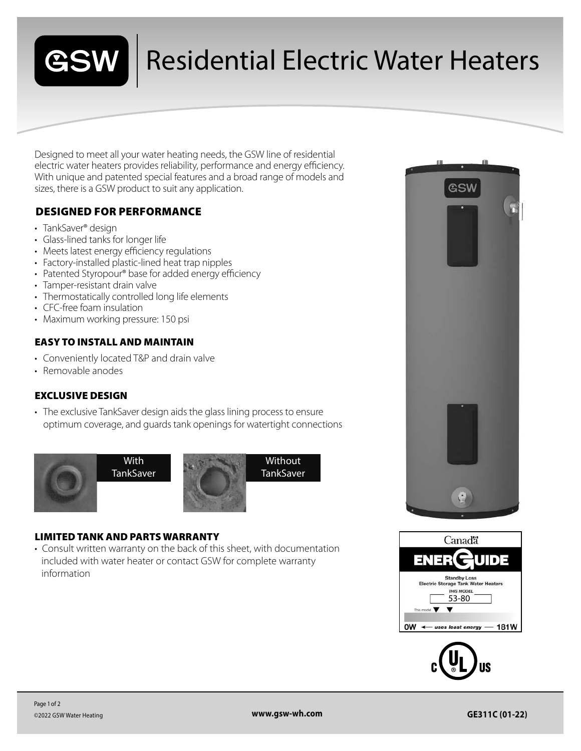# GSW | Residential Electric Water Heaters

Designed to meet all your water heating needs, the GSW line of residential electric water heaters provides reliability, performance and energy efficiency. With unique and patented special features and a broad range of models and sizes, there is a GSW product to suit any application.

## DESIGNED FOR PERFORMANCE

- TankSaver® design
- Glass-lined tanks for longer life
- Meets latest energy efficiency regulations
- Factory-installed plastic-lined heat trap nipples
- Patented Styropour® base for added energy efficiency
- Tamper-resistant drain valve
- Thermostatically controlled long life elements
- CFC-free foam insulation
- Maximum working pressure: 150 psi

## EASY TO INSTALL AND MAINTAIN

- Conveniently located T&P and drain valve
- Removable anodes

## EXCLUSIVE DESIGN

- The exclusive TankSaver design aids the glass lining process to ensure optimum coverage, and guards tank openings for watertight connections

With TankSaver

Without TankSaver

## LIMITED TANK AND PARTS WARRANTY

- Consult written warranty on the back of this sheet, with documentation included with water heater or contact GSW for complete warranty information

Canada

ENERGUIDE

Standby Loss
Electric Storage Tank Water Heaters
THIS MODEL
53-80

This model

0W ← uses least energy — 181W

www.gsw-wh.com

GE311C (01-22)

©2022 GSW Water Heating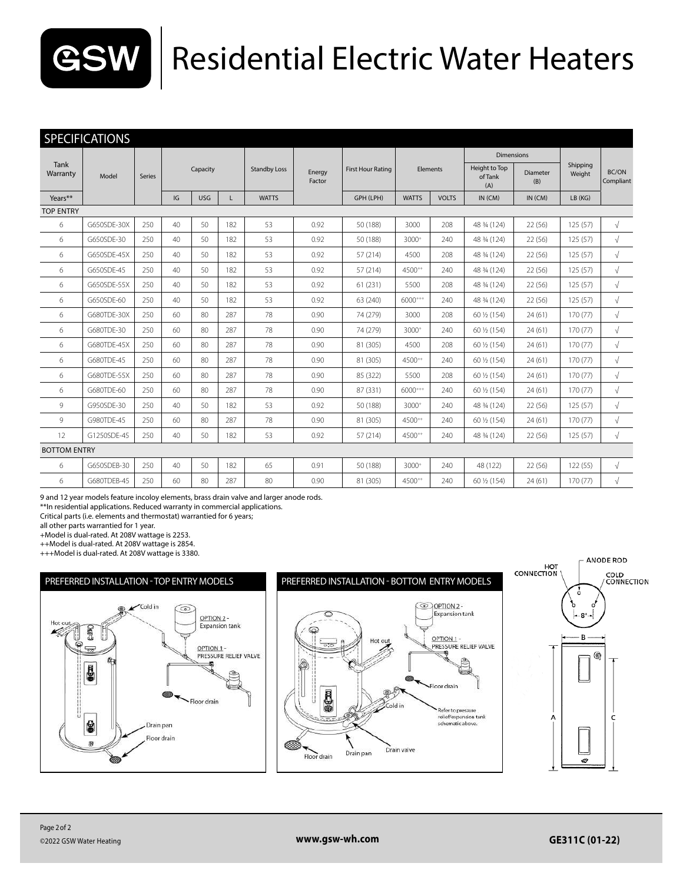# Residential Electric Water Heaters

## SPECIFICATIONS

| Tank Warranty | Model | Series | Capacity | | | Standby Loss | Energy Factor | First Hour Rating | Elements | | Dimensions | | Shipping Weight | BC/ON Compliant |
|---|---|---|---|---|---|---|---|---|---|---|---|---|---|---|
| | | | | | | | | | | | Height to Top of Tank (A) | Diameter (B) | | |
| Years** | | | IG | USG | L | WATTS | | GPH (LPH) | WATTS | VOLTS | IN (CM) | IN (CM) | LB (KG) | |
| TOP ENTRY | | | | | | | | | | | | | | |
| 6 | G650SDE-30X | 250 | 40 | 50 | 182 | 53 | 0.92 | 50 (188) | 3000 | 208 | 48 ¾ (124) | 22 (56) | 125 (57) | √ |
| 6 | G650SDE-30 | 250 | 40 | 50 | 182 | 53 | 0.92 | 50 (188) | 3000+ | 240 | 48 ¾ (124) | 22 (56) | 125 (57) | √ |
| 6 | G650SDE-45X | 250 | 40 | 50 | 182 | 53 | 0.92 | 57 (214) | 4500 | 208 | 48 ¾ (124) | 22 (56) | 125 (57) | √ |
| 6 | G650SDE-45 | 250 | 40 | 50 | 182 | 53 | 0.92 | 57 (214) | 4500++ | 240 | 48 ¾ (124) | 22 (56) | 125 (57) | √ |
| 6 | G650SDE-55X | 250 | 40 | 50 | 182 | 53 | 0.92 | 61 (231) | 5500 | 208 | 48 ¾ (124) | 22 (56) | 125 (57) | √ |
| 6 | G650SDE-60 | 250 | 40 | 50 | 182 | 53 | 0.92 | 63 (240) | 6000+++ | 240 | 48 ¾ (124) | 22 (56) | 125 (57) | √ |
| 6 | G680TDE-30X | 250 | 60 | 80 | 287 | 78 | 0.90 | 74 (279) | 3000 | 208 | 60 ½ (154) | 24 (61) | 170 (77) | √ |
| 6 | G680TDE-30 | 250 | 60 | 80 | 287 | 78 | 0.90 | 74 (279) | 3000+ | 240 | 60 ½ (154) | 24 (61) | 170 (77) | √ |
| 6 | G680TDE-45X | 250 | 60 | 80 | 287 | 78 | 0.90 | 81 (305) | 4500 | 208 | 60 ½ (154) | 24 (61) | 170 (77) | √ |
| 6 | G680TDE-45 | 250 | 60 | 80 | 287 | 78 | 0.90 | 81 (305) | 4500++ | 240 | 60 ½ (154) | 24 (61) | 170 (77) | √ |
| 6 | G680TDE-55X | 250 | 60 | 80 | 287 | 78 | 0.90 | 85 (322) | 5500 | 208 | 60 ½ (154) | 24 (61) | 170 (77) | √ |
| 6 | G680TDE-60 | 250 | 60 | 80 | 287 | 78 | 0.90 | 87 (331) | 6000+++ | 240 | 60 ½ (154) | 24 (61) | 170 (77) | √ |
| 9 | G950SDE-30 | 250 | 40 | 50 | 182 | 53 | 0.92 | 50 (188) | 3000+ | 240 | 48 ¾ (124) | 22 (56) | 125 (57) | √ |
| 9 | G980TDE-45 | 250 | 60 | 80 | 287 | 78 | 0.90 | 81 (305) | 4500++ | 240 | 60 ½ (154) | 24 (61) | 170 (77) | √ |
| 12 | G1250SDE-45 | 250 | 40 | 50 | 182 | 53 | 0.92 | 57 (214) | 4500++ | 240 | 48 ¾ (124) | 22 (56) | 125 (57) | √ |
| BOTTOM ENTRY | | | | | | | | | | | | | | |
| 6 | G650SDEB-30 | 250 | 40 | 50 | 182 | 65 | 0.91 | 50 (188) | 3000+ | 240 | 48 (122) | 22 (56) | 122 (55) | √ |
| 6 | G680TDEB-45 | 250 | 60 | 80 | 287 | 80 | 0.90 | 81 (305) | 4500++ | 240 | 60 ½ (154) | 24 (61) | 170 (77) | √ |

9 and 12 year models feature incoloy elements, brass drain valve and larger anode rods.

**In residential applications. Reduced warranty in commercial applications.

Critical parts (i.e. elements and thermostat) warrantied for 6 years;

all other parts warrantied for 1 year.

+Model is dual-rated. At 208V wattage is 2253.

++Model is dual-rated. At 208V wattage is 2854.

+++Model is dual-rated. At 208V wattage is 3380.

## PREFERRED INSTALLATION - TOP ENTRY MODELS

Hot out
Cold in
OPTION 2 - Expansion tank
OPTION 1 - PRESSURE RELIEF VALVE
Floor drain
Drain pan
Floor drain

## PREFERRED INSTALLATION - BOTTOM ENTRY MODELS

OPTION 2 - Expansion tank
Hot out
OPTION 1 - PRESSURE RELIEF VALVE
Floor drain
Cold in
Refer to pressure relief/expansion tank schematic above.
Floor drain
Drain pan
Drain valve

HOT CONNECTION
ANODE ROD
COLD CONNECTION
8"
B
A
C

©2022 GSW Water Heating

www.gsw-wh.com

GE311C (01-22)